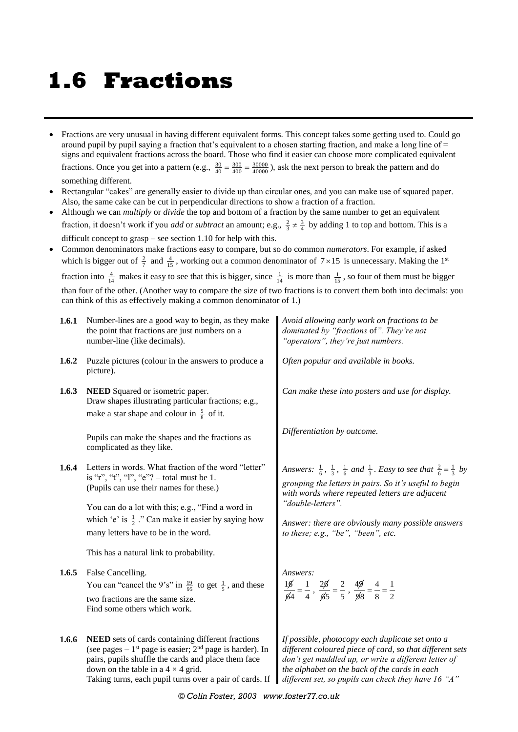# 1.6 Fractions

- Fractions are very unusual in having different equivalent forms. This concept takes some getting used to. Could go around pupil by pupil saying a fraction that's equivalent to a chosen starting fraction, and make a long line of = signs and equivalent fractions across the board. Those who find it easier can choose more complicated equivalent fractions. Once you get into a pattern (e.g., $\frac{30}{40} = \frac{300}{400} = \frac{30000}{40000}$), ask the next person to break the pattern and do something different.
- Rectangular "cakes" are generally easier to divide up than circular ones, and you can make use of squared paper. Also, the same cake can be cut in perpendicular directions to show a fraction of a fraction.
- Although we can *multiply* or *divide* the top and bottom of a fraction by the same number to get an equivalent fraction, it doesn't work if you *add* or *subtract* an amount; e.g., $\frac{2}{3} \neq \frac{3}{4}$ by adding 1 to top and bottom. This is a difficult concept to grasp – see section 1.10 for help with this.
- Common denominators make fractions easy to compare, but so do common *numerators*. For example, if asked which is bigger out of $\frac{2}{7}$ and $\frac{4}{15}$, working out a common denominator of $7 \times 15$ is unnecessary. Making the 1st fraction into $\frac{4}{14}$ makes it easy to see that this is bigger, since $\frac{1}{14}$ is more than $\frac{1}{15}$, so four of them must be bigger than four of the other. (Another way to compare the size of two fractions is to convert them both into decimals: you can think of this as effectively making a common denominator of 1.)

| | | |
|---|---|---|
| **1.6.1** | Number-lines are a good way to begin, as they make the point that fractions are just numbers on a number-line (like decimals). | *Avoid allowing early work on fractions to be dominated by "fractions* of*". They're not "operators", they're just numbers.* |
| **1.6.2** | Puzzle pictures (colour in the answers to produce a picture). | *Often popular and available in books.* |
| **1.6.3** | **NEED** Squared or isometric paper.<br>Draw shapes illustrating particular fractions; e.g., make a star shape and colour in $\frac{5}{8}$ of it.<br><br>Pupils can make the shapes and the fractions as complicated as they like. | *Can make these into posters and use for display.*<br><br>*Differentiation by outcome.* |
| **1.6.4** | Letters in words. What fraction of the word "letter" is "r", "t", "l", "e"? – total must be 1.<br>(Pupils can use their names for these.)<br><br>You can do a lot with this; e.g., "Find a word in which 'e' is $\frac{1}{2}$." Can make it easier by saying how many letters have to be in the word.<br><br>This has a natural link to probability. | *Answers: $\frac{1}{6}$, $\frac{1}{3}$, $\frac{1}{6}$ and $\frac{1}{3}$. Easy to see that $\frac{2}{6} = \frac{1}{3}$ by grouping the letters in pairs. So it's useful to begin with words where repeated letters are adjacent "double-letters".*<br><br>*Answer: there are obviously many possible answers to these; e.g., "be", "been", etc.* |
| **1.6.5** | False Cancelling.<br>You can "cancel the 9's" in $\frac{19}{95}$ to get $\frac{1}{5}$, and these two fractions are the same size.<br>Find some others which work. | *Answers:*<br>$\frac{1\not{6}}{\not{6}4} = \frac{1}{4}$, $\frac{2\not{6}}{\not{6}5} = \frac{2}{5}$, $\frac{4\not{9}}{\not{9}8} = \frac{4}{8} = \frac{1}{2}$ |
| **1.6.6** | **NEED** sets of cards containing different fractions (see pages – 1st page is easier; 2nd page is harder). In pairs, pupils shuffle the cards and place them face down on the table in a 4 × 4 grid.<br>Taking turns, each pupil turns over a pair of cards. If | *If possible, photocopy each duplicate set onto a different coloured piece of card, so that different sets don't get muddled up, or write a different letter of the alphabet on the back of the cards in each different set, so pupils can check they have 16 "A"* |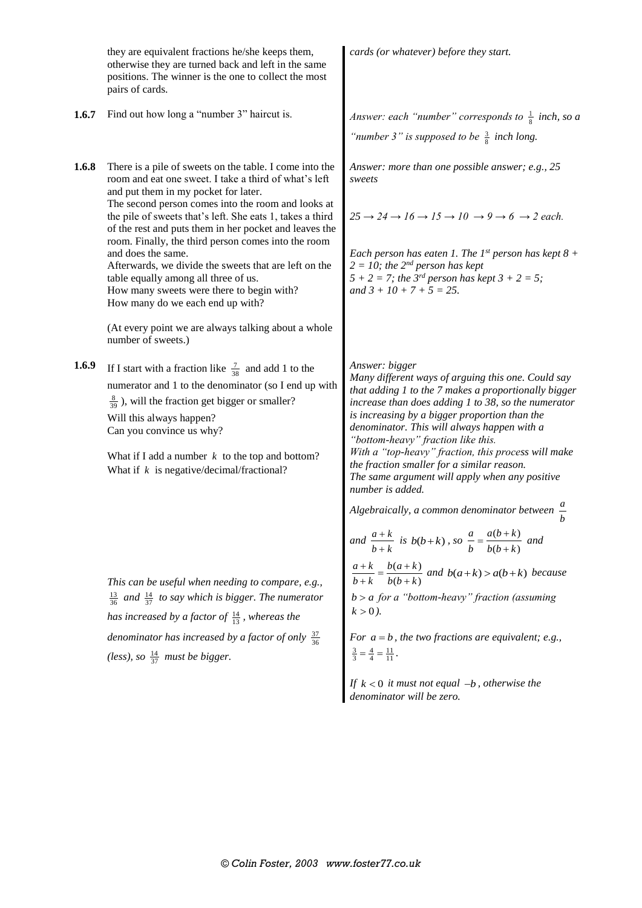they are equivalent fractions he/she keeps them, otherwise they are turned back and left in the same positions. The winner is the one to collect the most pairs of cards.

*cards (or whatever) before they start.*

**1.6.7** Find out how long a "number 3" haircut is.

*Answer: each "number" corresponds to $\frac{1}{8}$ inch, so a "number 3" is supposed to be $\frac{3}{8}$ inch long.*

**1.6.8** There is a pile of sweets on the table. I come into the room and eat one sweet. I take a third of what's left and put them in my pocket for later.
The second person comes into the room and looks at the pile of sweets that's left. She eats 1, takes a third of the rest and puts them in her pocket and leaves the room. Finally, the third person comes into the room and does the same.
Afterwards, we divide the sweets that are left on the table equally among all three of us.
How many sweets were there to begin with?
How many do we each end up with?

(At every point we are always talking about a whole number of sweets.)

*Answer: more than one possible answer; e.g., 25 sweets*

*$25 \rightarrow 24 \rightarrow 16 \rightarrow 15 \rightarrow 10 \rightarrow 9 \rightarrow 6 \rightarrow 2$ each.*

*Each person has eaten 1. The 1st person has kept 8 + 2 = 10; the 2nd person has kept 5 + 2 = 7; the 3rd person has kept 3 + 2 = 5; and 3 + 10 + 7 + 5 = 25.*

**1.6.9** If I start with a fraction like $\frac{7}{38}$ and add 1 to the numerator and 1 to the denominator (so I end up with $\frac{8}{39}$), will the fraction get bigger or smaller?
Will this always happen?
Can you convince us why?

What if I add a number $k$ to the top and bottom?
What if $k$ is negative/decimal/fractional?

*Answer: bigger*
*Many different ways of arguing this one. Could say that adding 1 to the 7 makes a proportionally bigger increase than does adding 1 to 38, so the numerator is increasing by a bigger proportion than the denominator. This will always happen with a "bottom-heavy" fraction like this.*
*With a "top-heavy" fraction, this process will make the fraction smaller for a similar reason.*
*The same argument will apply when any positive number is added.*

*Algebraically, a common denominator between $\frac{a}{b}$ and $\frac{a+k}{b+k}$ is $b(b+k)$, so $\frac{a}{b} = \frac{a(b+k)}{b(b+k)}$ and $\frac{a+k}{b+k} = \frac{b(a+k)}{b(b+k)}$ and $b(a+k) > a(b+k)$ because $b > a$ for a "bottom-heavy" fraction (assuming $k > 0$).*

*For $a = b$, the two fractions are equivalent; e.g., $\frac{3}{3} = \frac{4}{4} = \frac{11}{11}$.*

*If $k < 0$ it must not equal $-b$, otherwise the denominator will be zero.*

*This can be useful when needing to compare, e.g., $\frac{13}{36}$ and $\frac{14}{37}$ to say which is bigger. The numerator has increased by a factor of $\frac{14}{13}$, whereas the denominator has increased by a factor of only $\frac{37}{36}$ (less), so $\frac{14}{37}$ must be bigger.*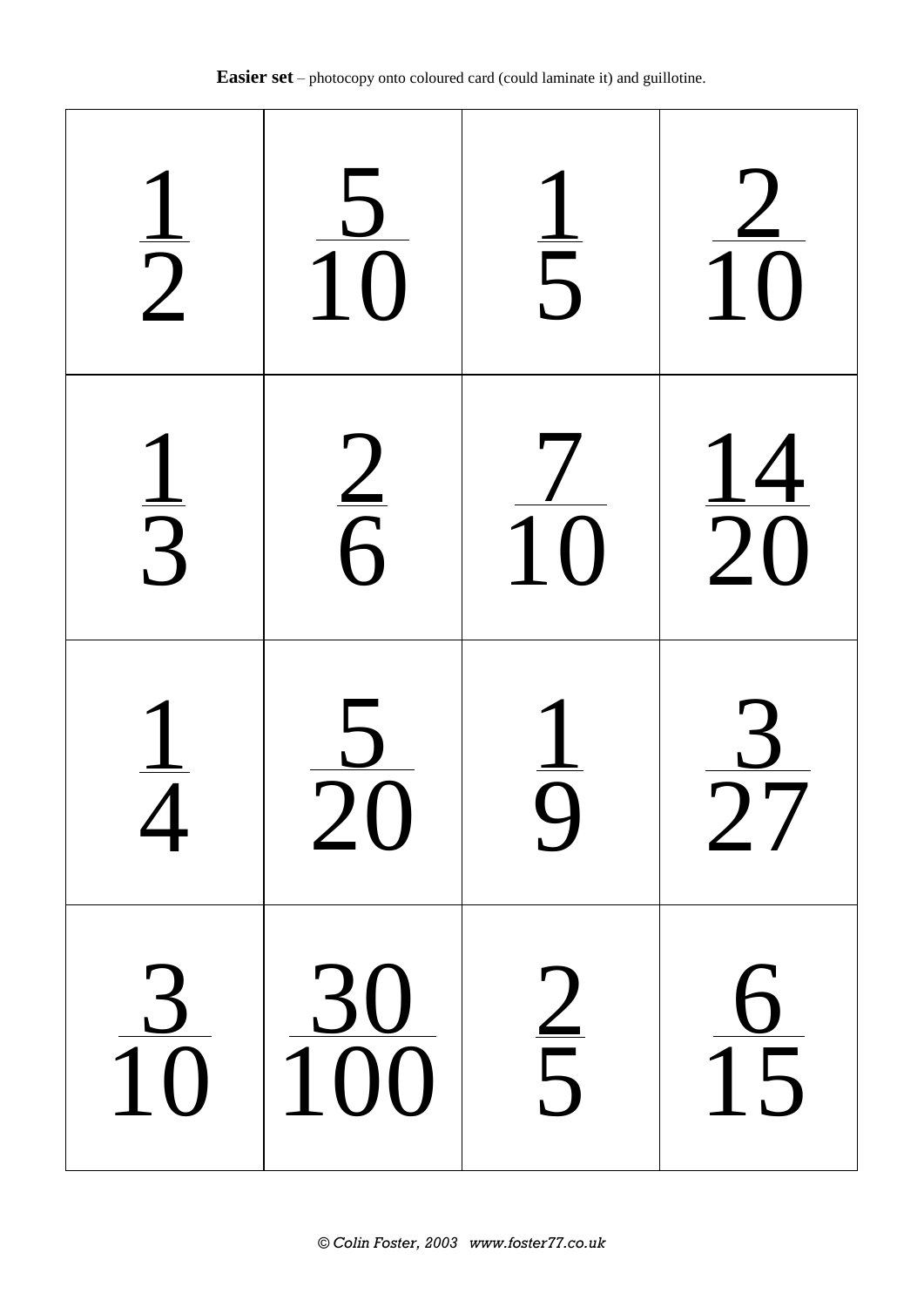**Easier set** – photocopy onto coloured card (could laminate it) and guillotine.

| | | | |
|---|---|---|---|
| $\frac{1}{2}$ | $\frac{5}{10}$ | $\frac{1}{5}$ | $\frac{2}{10}$ |
| $\frac{1}{3}$ | $\frac{2}{6}$ | $\frac{7}{10}$ | $\frac{14}{20}$ |
| $\frac{1}{4}$ | $\frac{5}{20}$ | $\frac{1}{9}$ | $\frac{3}{27}$ |
| $\frac{3}{10}$ | $\frac{30}{100}$ | $\frac{2}{5}$ | $\frac{6}{15}$ |

*© Colin Foster, 2003 www.foster77.co.uk*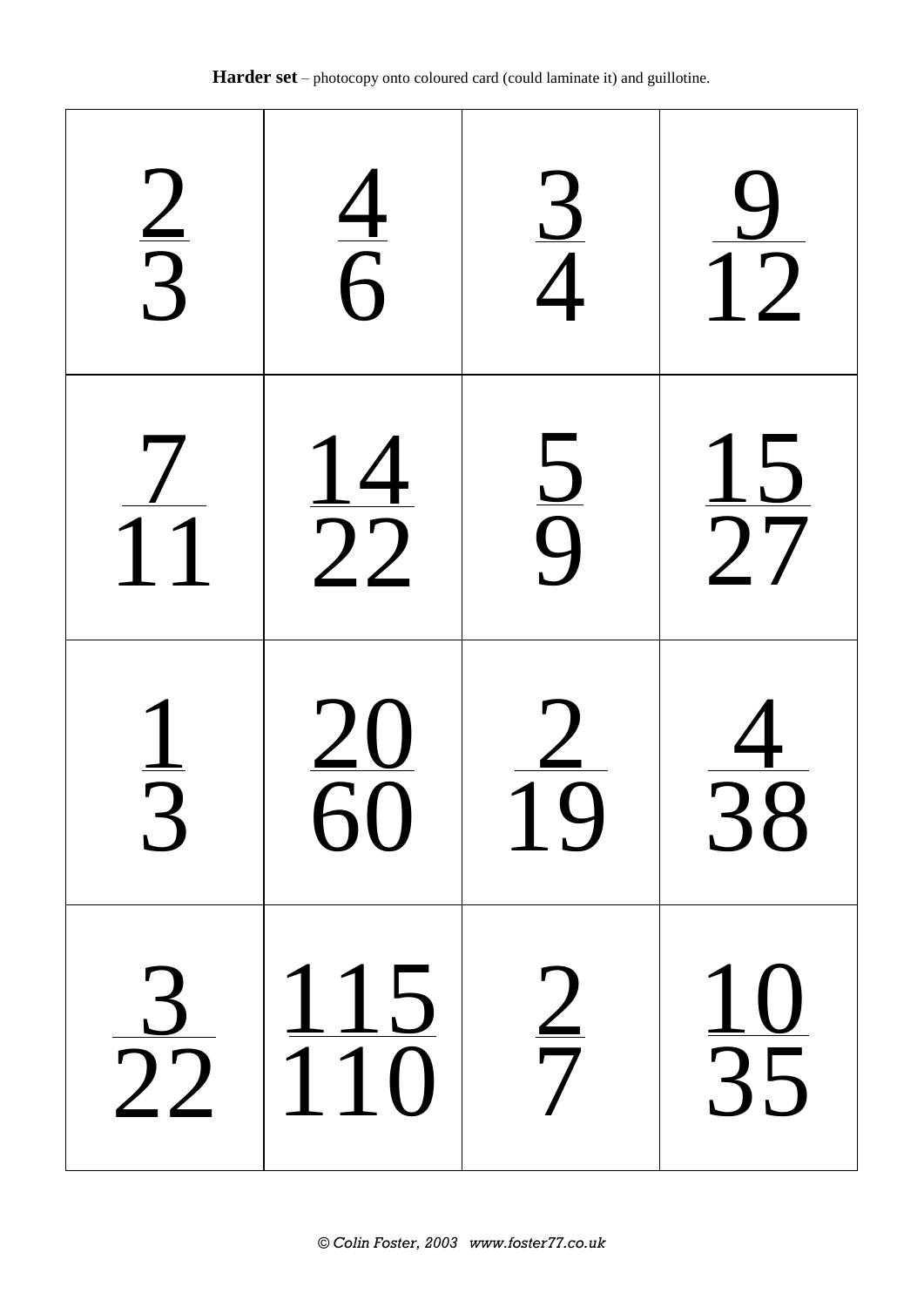**Harder set** – photocopy onto coloured card (could laminate it) and guillotine.

| | | | |
|---|---|---|---|
| $\frac{2}{3}$ | $\frac{4}{6}$ | $\frac{3}{4}$ | $\frac{9}{12}$ |
| $\frac{7}{11}$ | $\frac{14}{22}$ | $\frac{5}{9}$ | $\frac{15}{27}$ |
| $\frac{1}{3}$ | $\frac{20}{60}$ | $\frac{2}{19}$ | $\frac{4}{38}$ |
| $\frac{3}{22}$ | $\frac{115}{110}$ | $\frac{2}{7}$ | $\frac{10}{35}$ |

*© Colin Foster, 2003 www.foster77.co.uk*